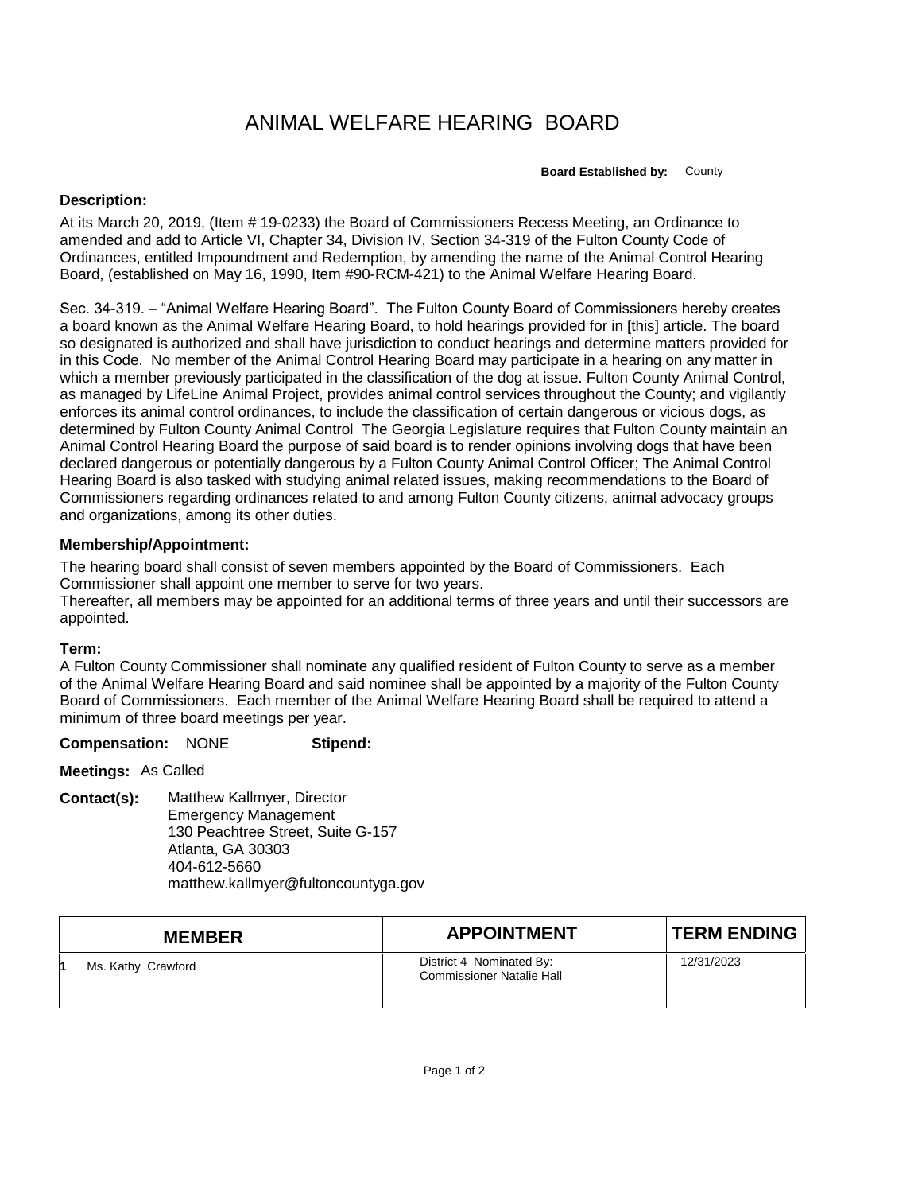# ANIMAL WELFARE HEARING BOARD

**Board Established by:** County

**Description:**

At its March 20, 2019, (Item # 19-0233) the Board of Commissioners Recess Meeting, an Ordinance to amended and add to Article VI, Chapter 34, Division IV, Section 34-319 of the Fulton County Code of Ordinances, entitled Impoundment and Redemption, by amending the name of the Animal Control Hearing Board, (established on May 16, 1990, Item #90-RCM-421) to the Animal Welfare Hearing Board.

Sec. 34-319. – "Animal Welfare Hearing Board". The Fulton County Board of Commissioners hereby creates a board known as the Animal Welfare Hearing Board, to hold hearings provided for in [this] article. The board so designated is authorized and shall have jurisdiction to conduct hearings and determine matters provided for in this Code. No member of the Animal Control Hearing Board may participate in a hearing on any matter in which a member previously participated in the classification of the dog at issue. Fulton County Animal Control, as managed by LifeLine Animal Project, provides animal control services throughout the County; and vigilantly enforces its animal control ordinances, to include the classification of certain dangerous or vicious dogs, as determined by Fulton County Animal Control The Georgia Legislature requires that Fulton County maintain an Animal Control Hearing Board the purpose of said board is to render opinions involving dogs that have been declared dangerous or potentially dangerous by a Fulton County Animal Control Officer; The Animal Control Hearing Board is also tasked with studying animal related issues, making recommendations to the Board of Commissioners regarding ordinances related to and among Fulton County citizens, animal advocacy groups and organizations, among its other duties.

**Membership/Appointment:**

The hearing board shall consist of seven members appointed by the Board of Commissioners. Each Commissioner shall appoint one member to serve for two years.
Thereafter, all members may be appointed for an additional terms of three years and until their successors are appointed.

**Term:**

A Fulton County Commissioner shall nominate any qualified resident of Fulton County to serve as a member of the Animal Welfare Hearing Board and said nominee shall be appointed by a majority of the Fulton County Board of Commissioners. Each member of the Animal Welfare Hearing Board shall be required to attend a minimum of three board meetings per year.

**Compensation:** NONE **Stipend:**

**Meetings:** As Called

**Contact(s):** Matthew Kallmyer, Director
Emergency Management
130 Peachtree Street, Suite G-157
Atlanta, GA 30303
404-612-5660
matthew.kallmyer@fultoncountyga.gov

| MEMBER | APPOINTMENT | TERM ENDING |
|---|---|---|
| 1 Ms. Kathy Crawford | District 4 Nominated By: Commissioner Natalie Hall | 12/31/2023 |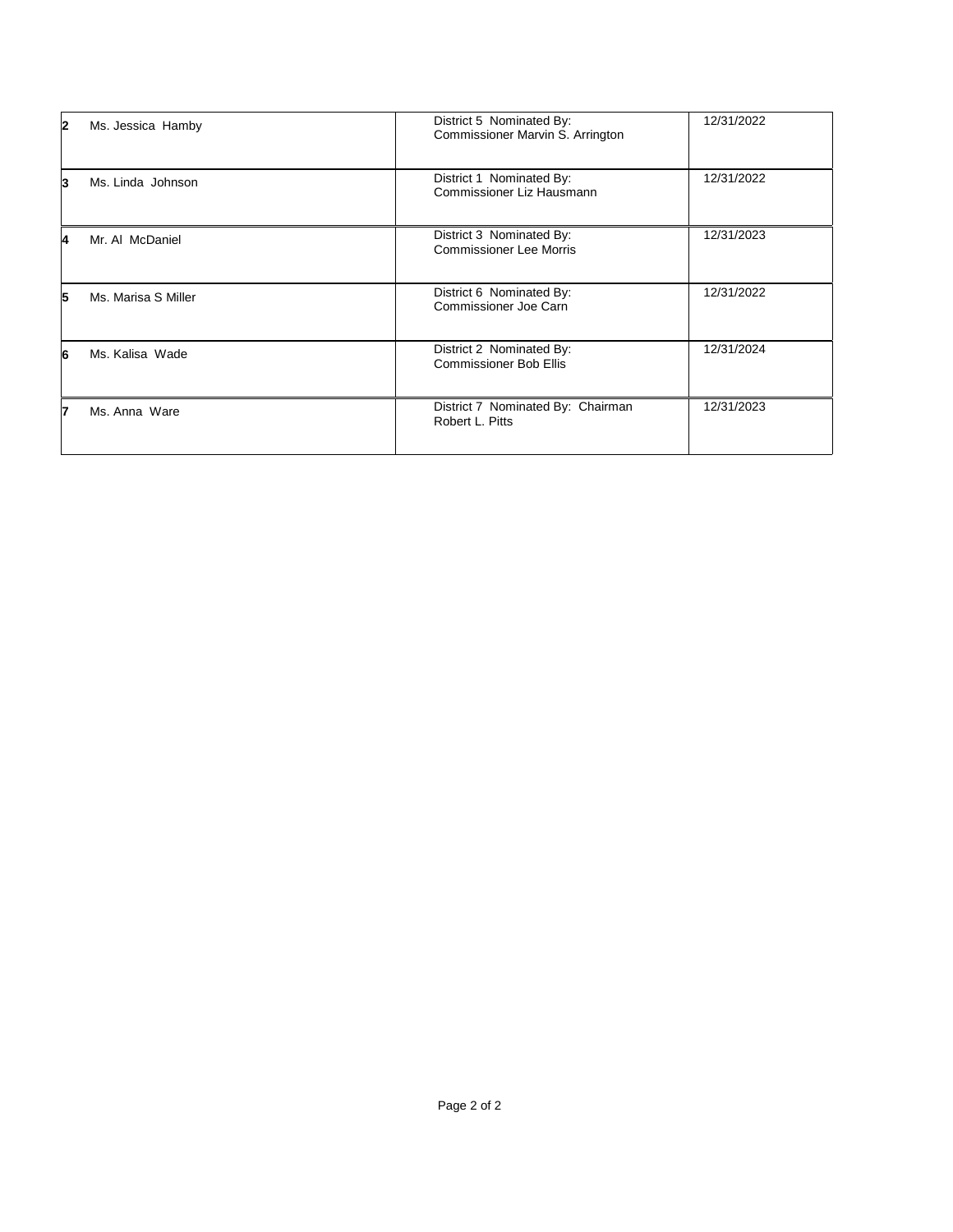| | | | |
|---|---|---|---|
| **2** | Ms. Jessica Hamby | District 5 Nominated By: Commissioner Marvin S. Arrington | 12/31/2022 |
| **3** | Ms. Linda Johnson | District 1 Nominated By: Commissioner Liz Hausmann | 12/31/2022 |
| **4** | Mr. Al McDaniel | District 3 Nominated By: Commissioner Lee Morris | 12/31/2023 |
| **5** | Ms. Marisa S Miller | District 6 Nominated By: Commissioner Joe Carn | 12/31/2022 |
| **6** | Ms. Kalisa Wade | District 2 Nominated By: Commissioner Bob Ellis | 12/31/2024 |
| **7** | Ms. Anna Ware | District 7 Nominated By: Chairman Robert L. Pitts | 12/31/2023 |